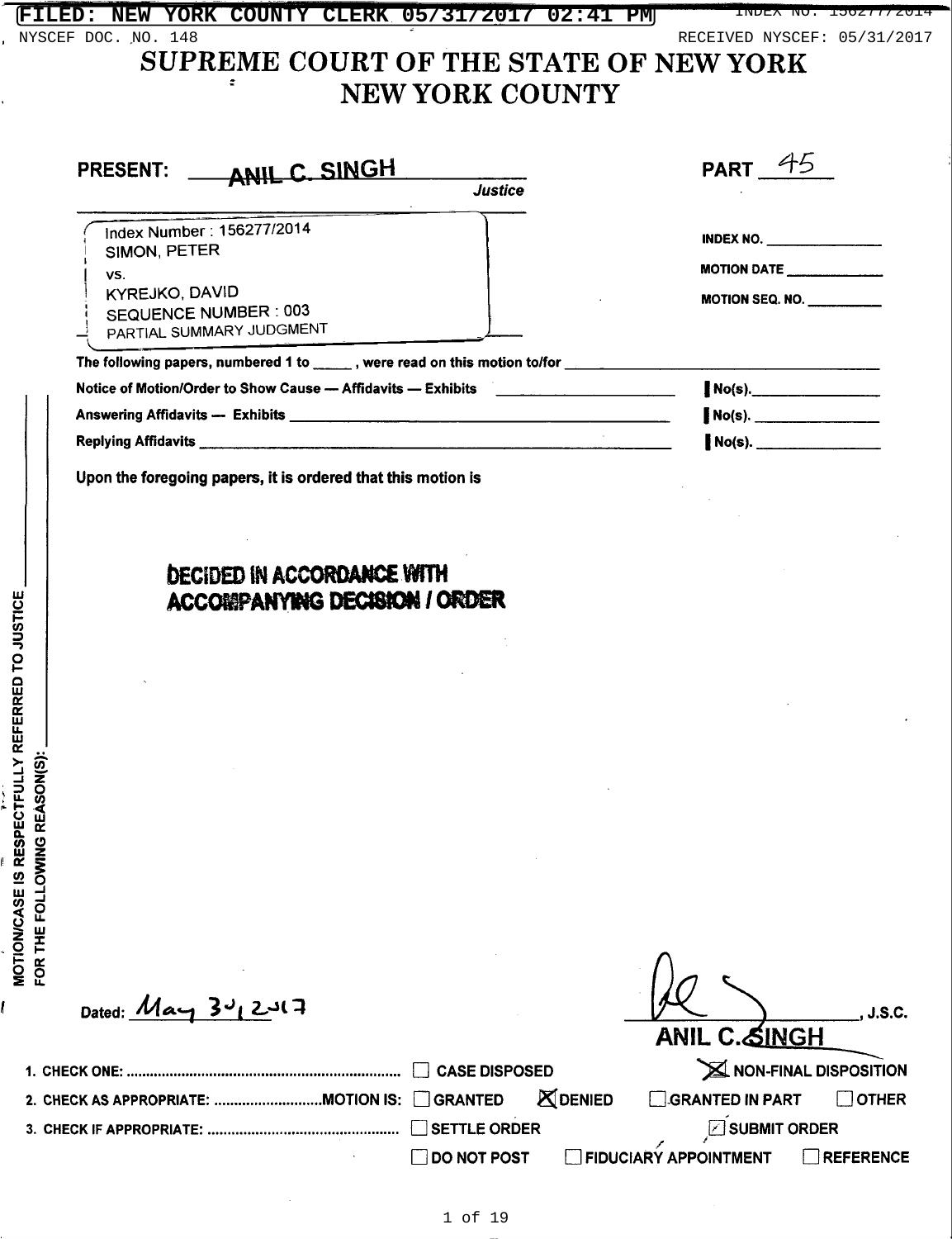FILED: NEW YORK COUNTY CLERK 05/31/2017 02:41 PM

NYSCEF DOC. NO. 148 RECEIVED NYSCEF: 05/31/2017

# SUPREME COURT OF THE STATE OF NEW YORK
# NEW YORK COUNTY

**PRESENT:** ANIL C. SINGH, *Justice* **PART** 45

Index Number : 156277/2014
SIMON, PETER
vs.
KYREJKO, DAVID
SEQUENCE NUMBER : 003
PARTIAL SUMMARY JUDGMENT

**INDEX NO.** ______________

**MOTION DATE** ______________

**MOTION SEQ. NO.** ______________

The following papers, numbered 1 to _____ , were read on this motion to/for ______________________________

| | |
|---|---|
| Notice of Motion/Order to Show Cause — Affidavits — Exhibits ______________ | No(s). ______________ |
| Answering Affidavits — Exhibits ______________ | No(s). ______________ |
| Replying Affidavits ______________ | No(s). ______________ |

Upon the foregoing papers, it is ordered that this motion is

**DECIDED IN ACCORDANCE WITH ACCOMPANYING DECISION / ORDER**

MOTION/CASE IS RESPECTFULLY REFERRED TO JUSTICE ______________
FOR THE FOLLOWING REASON(S): ______________

Dated: May 30, 2017

______________, J.S.C.
ANIL C. SINGH

1. CHECK ONE: .................................... ☐ CASE DISPOSED ☒ NON-FINAL DISPOSITION

2. CHECK AS APPROPRIATE: ..................MOTION IS: ☐ GRANTED ☒ DENIED ☐ GRANTED IN PART ☐ OTHER

3. CHECK IF APPROPRIATE: ........................ ☐ SETTLE ORDER ☒ SUBMIT ORDER

☐ DO NOT POST ☐ FIDUCIARY APPOINTMENT ☐ REFERENCE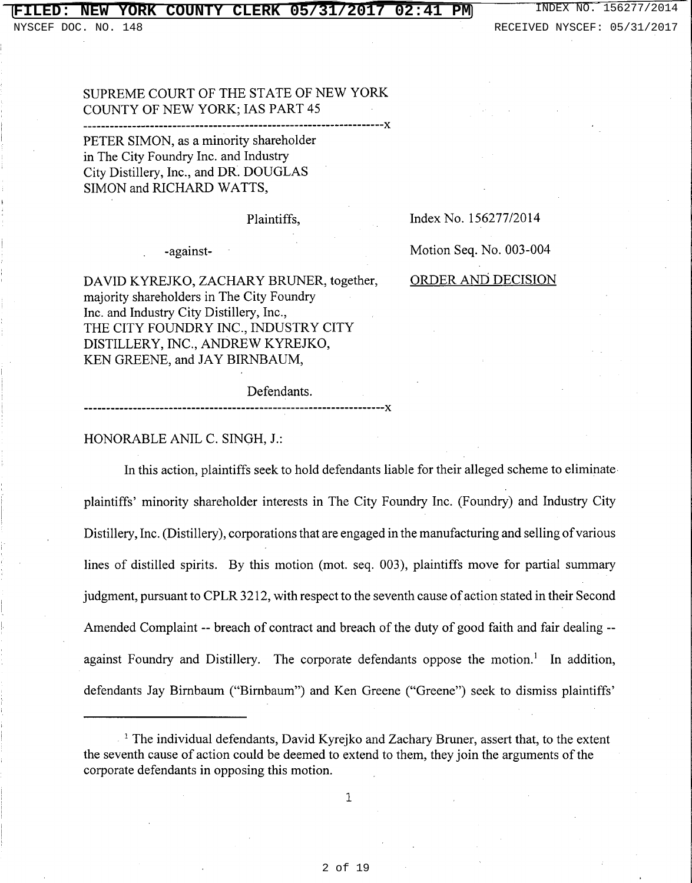SUPREME COURT OF THE STATE OF NEW YORK
COUNTY OF NEW YORK; IAS PART 45

---

PETER SIMON, as a minority shareholder in The City Foundry Inc. and Industry City Distillery, Inc., and DR. DOUGLAS SIMON and RICHARD WATTS,

Plaintiffs,

-against-

DAVID KYREJKO, ZACHARY BRUNER, together, majority shareholders in The City Foundry Inc. and Industry City Distillery, Inc., THE CITY FOUNDRY INC., INDUSTRY CITY DISTILLERY, INC., ANDREW KYREJKO, KEN GREENE, and JAY BIRNBAUM,

Defendants.

---

Index No. 156277/2014

Motion Seq. No. 003-004

ORDER AND DECISION

HONORABLE ANIL C. SINGH, J.:

In this action, plaintiffs seek to hold defendants liable for their alleged scheme to eliminate plaintiffs' minority shareholder interests in The City Foundry Inc. (Foundry) and Industry City Distillery, Inc. (Distillery), corporations that are engaged in the manufacturing and selling of various lines of distilled spirits. By this motion (mot. seq. 003), plaintiffs move for partial summary judgment, pursuant to CPLR 3212, with respect to the seventh cause of action stated in their Second Amended Complaint -- breach of contract and breach of the duty of good faith and fair dealing -- against Foundry and Distillery. The corporate defendants oppose the motion.[1] In addition, defendants Jay Birnbaum ("Birnbaum") and Ken Greene ("Greene") seek to dismiss plaintiffs'

---

[1] The individual defendants, David Kyrejko and Zachary Bruner, assert that, to the extent the seventh cause of action could be deemed to extend to them, they join the arguments of the corporate defendants in opposing this motion.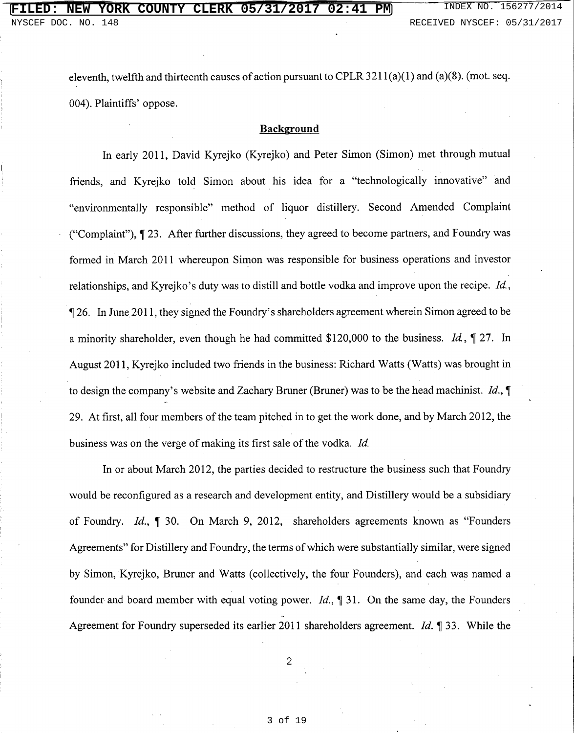eleventh, twelfth and thirteenth causes of action pursuant to CPLR 3211(a)(1) and (a)(8). (mot. seq. 004). Plaintiffs' oppose.

## Background

In early 2011, David Kyrejko (Kyrejko) and Peter Simon (Simon) met through mutual friends, and Kyrejko told Simon about his idea for a "technologically innovative" and "environmentally responsible" method of liquor distillery. Second Amended Complaint ("Complaint"), ¶ 23. After further discussions, they agreed to become partners, and Foundry was formed in March 2011 whereupon Simon was responsible for business operations and investor relationships, and Kyrejko's duty was to distill and bottle vodka and improve upon the recipe. *Id.*, ¶ 26. In June 2011, they signed the Foundry's shareholders agreement wherein Simon agreed to be a minority shareholder, even though he had committed $120,000 to the business. *Id.*, ¶ 27. In August 2011, Kyrejko included two friends in the business: Richard Watts (Watts) was brought in to design the company's website and Zachary Bruner (Bruner) was to be the head machinist. *Id.*, ¶ 29. At first, all four members of the team pitched in to get the work done, and by March 2012, the business was on the verge of making its first sale of the vodka. *Id.*

In or about March 2012, the parties decided to restructure the business such that Foundry would be reconfigured as a research and development entity, and Distillery would be a subsidiary of Foundry. *Id.*, ¶ 30. On March 9, 2012, shareholders agreements known as "Founders Agreements" for Distillery and Foundry, the terms of which were substantially similar, were signed by Simon, Kyrejko, Bruner and Watts (collectively, the four Founders), and each was named a founder and board member with equal voting power. *Id.*, ¶ 31. On the same day, the Founders Agreement for Foundry superseded its earlier 2011 shareholders agreement. *Id.* ¶ 33. While the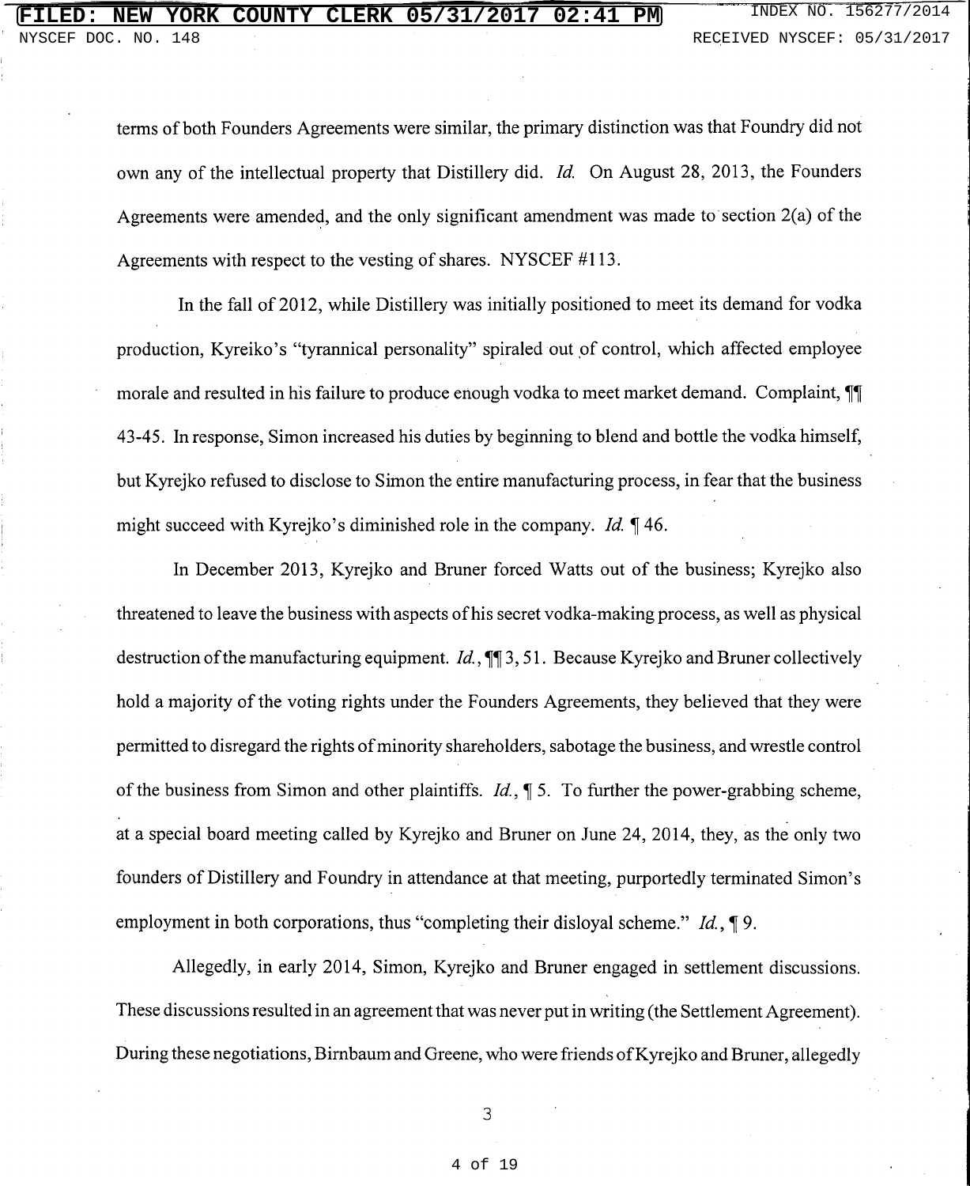terms of both Founders Agreements were similar, the primary distinction was that Foundry did not own any of the intellectual property that Distillery did. *Id.* On August 28, 2013, the Founders Agreements were amended, and the only significant amendment was made to section 2(a) of the Agreements with respect to the vesting of shares. NYSCEF #113.

In the fall of 2012, while Distillery was initially positioned to meet its demand for vodka production, Kyreiko's "tyrannical personality" spiraled out of control, which affected employee morale and resulted in his failure to produce enough vodka to meet market demand. Complaint, ¶¶ 43-45. In response, Simon increased his duties by beginning to blend and bottle the vodka himself, but Kyrejko refused to disclose to Simon the entire manufacturing process, in fear that the business might succeed with Kyrejko's diminished role in the company. *Id.* ¶ 46.

In December 2013, Kyrejko and Bruner forced Watts out of the business; Kyrejko also threatened to leave the business with aspects of his secret vodka-making process, as well as physical destruction of the manufacturing equipment. *Id.*, ¶¶ 3, 51. Because Kyrejko and Bruner collectively hold a majority of the voting rights under the Founders Agreements, they believed that they were permitted to disregard the rights of minority shareholders, sabotage the business, and wrestle control of the business from Simon and other plaintiffs. *Id.*, ¶ 5. To further the power-grabbing scheme, at a special board meeting called by Kyrejko and Bruner on June 24, 2014, they, as the only two founders of Distillery and Foundry in attendance at that meeting, purportedly terminated Simon's employment in both corporations, thus "completing their disloyal scheme." *Id.*, ¶ 9.

Allegedly, in early 2014, Simon, Kyrejko and Bruner engaged in settlement discussions. These discussions resulted in an agreement that was never put in writing (the Settlement Agreement). During these negotiations, Birnbaum and Greene, who were friends of Kyrejko and Bruner, allegedly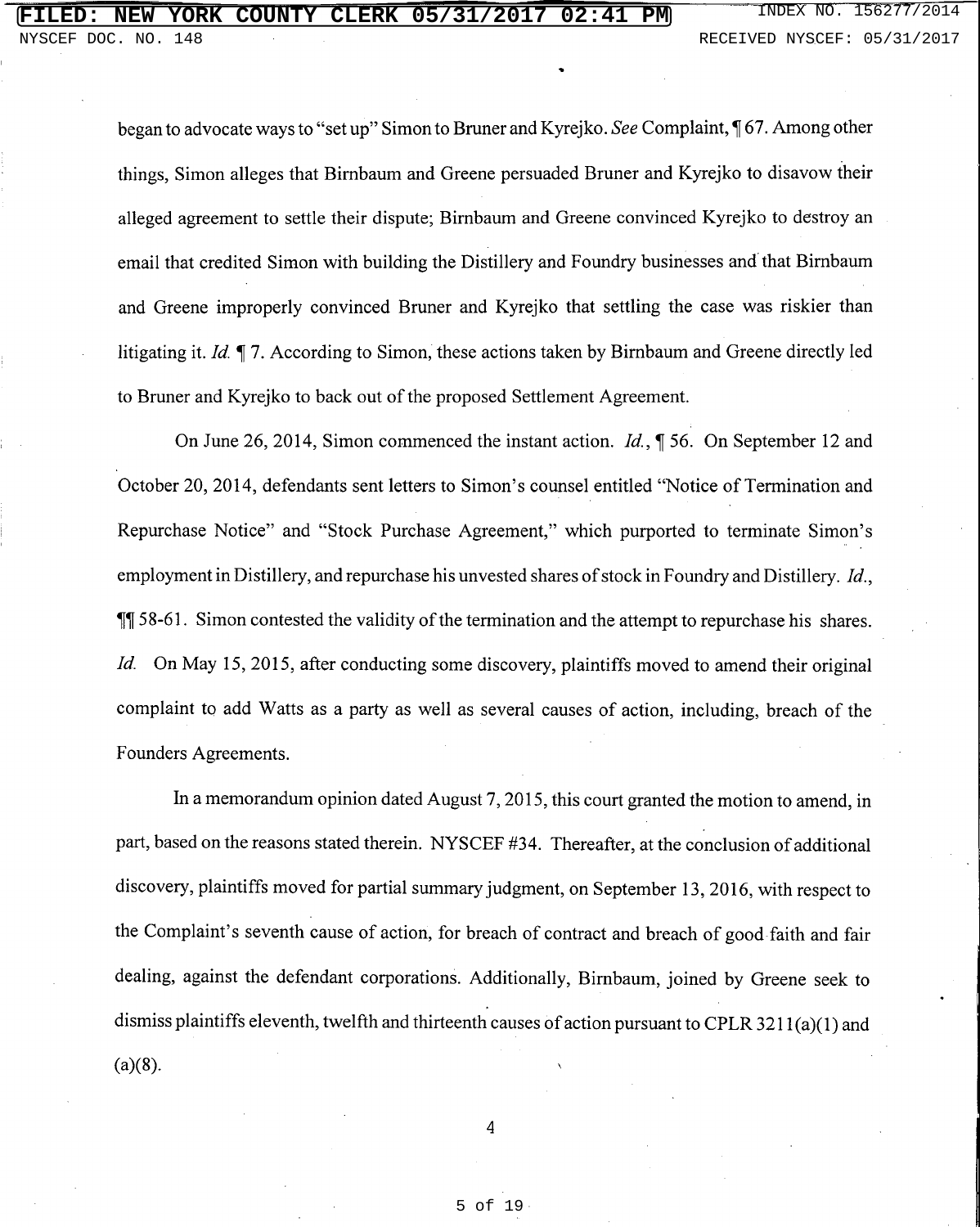began to advocate ways to "set up" Simon to Bruner and Kyrejko. *See* Complaint, ¶ 67. Among other things, Simon alleges that Birnbaum and Greene persuaded Bruner and Kyrejko to disavow their alleged agreement to settle their dispute; Birnbaum and Greene convinced Kyrejko to destroy an email that credited Simon with building the Distillery and Foundry businesses and that Birnbaum and Greene improperly convinced Bruner and Kyrejko that settling the case was riskier than litigating it. *Id.* ¶ 7. According to Simon, these actions taken by Birnbaum and Greene directly led to Bruner and Kyrejko to back out of the proposed Settlement Agreement.

On June 26, 2014, Simon commenced the instant action. *Id.*, ¶ 56. On September 12 and October 20, 2014, defendants sent letters to Simon's counsel entitled "Notice of Termination and Repurchase Notice" and "Stock Purchase Agreement," which purported to terminate Simon's employment in Distillery, and repurchase his unvested shares of stock in Foundry and Distillery. *Id.*, ¶¶ 58-61. Simon contested the validity of the termination and the attempt to repurchase his shares. *Id.* On May 15, 2015, after conducting some discovery, plaintiffs moved to amend their original complaint to add Watts as a party as well as several causes of action, including, breach of the Founders Agreements.

In a memorandum opinion dated August 7, 2015, this court granted the motion to amend, in part, based on the reasons stated therein. NYSCEF #34. Thereafter, at the conclusion of additional discovery, plaintiffs moved for partial summary judgment, on September 13, 2016, with respect to the Complaint's seventh cause of action, for breach of contract and breach of good faith and fair dealing, against the defendant corporations. Additionally, Birnbaum, joined by Greene seek to dismiss plaintiffs eleventh, twelfth and thirteenth causes of action pursuant to CPLR 3211(a)(1) and (a)(8).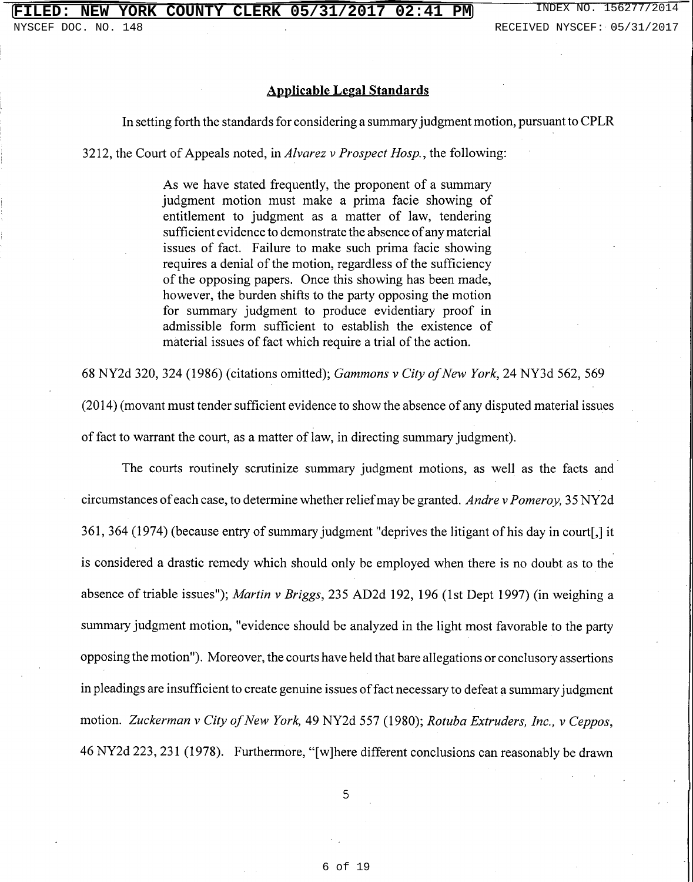## Applicable Legal Standards

In setting forth the standards for considering a summary judgment motion, pursuant to CPLR 3212, the Court of Appeals noted, in *Alvarez v Prospect Hosp.*, the following:

> As we have stated frequently, the proponent of a summary judgment motion must make a prima facie showing of entitlement to judgment as a matter of law, tendering sufficient evidence to demonstrate the absence of any material issues of fact. Failure to make such prima facie showing requires a denial of the motion, regardless of the sufficiency of the opposing papers. Once this showing has been made, however, the burden shifts to the party opposing the motion for summary judgment to produce evidentiary proof in admissible form sufficient to establish the existence of material issues of fact which require a trial of the action.

68 NY2d 320, 324 (1986) (citations omitted); *Gammons v City of New York*, 24 NY3d 562, 569 (2014) (movant must tender sufficient evidence to show the absence of any disputed material issues of fact to warrant the court, as a matter of law, in directing summary judgment).

The courts routinely scrutinize summary judgment motions, as well as the facts and circumstances of each case, to determine whether relief may be granted. *Andre v Pomeroy,* 35 NY2d 361, 364 (1974) (because entry of summary judgment "deprives the litigant of his day in court[,] it is considered a drastic remedy which should only be employed when there is no doubt as to the absence of triable issues"); *Martin v Briggs*, 235 AD2d 192, 196 (1st Dept 1997) (in weighing a summary judgment motion, "evidence should be analyzed in the light most favorable to the party opposing the motion"). Moreover, the courts have held that bare allegations or conclusory assertions in pleadings are insufficient to create genuine issues of fact necessary to defeat a summary judgment motion. *Zuckerman v City of New York,* 49 NY2d 557 (1980); *Rotuba Extruders, Inc., v Ceppos*, 46 NY2d 223, 231 (1978). Furthermore, "[w]here different conclusions can reasonably be drawn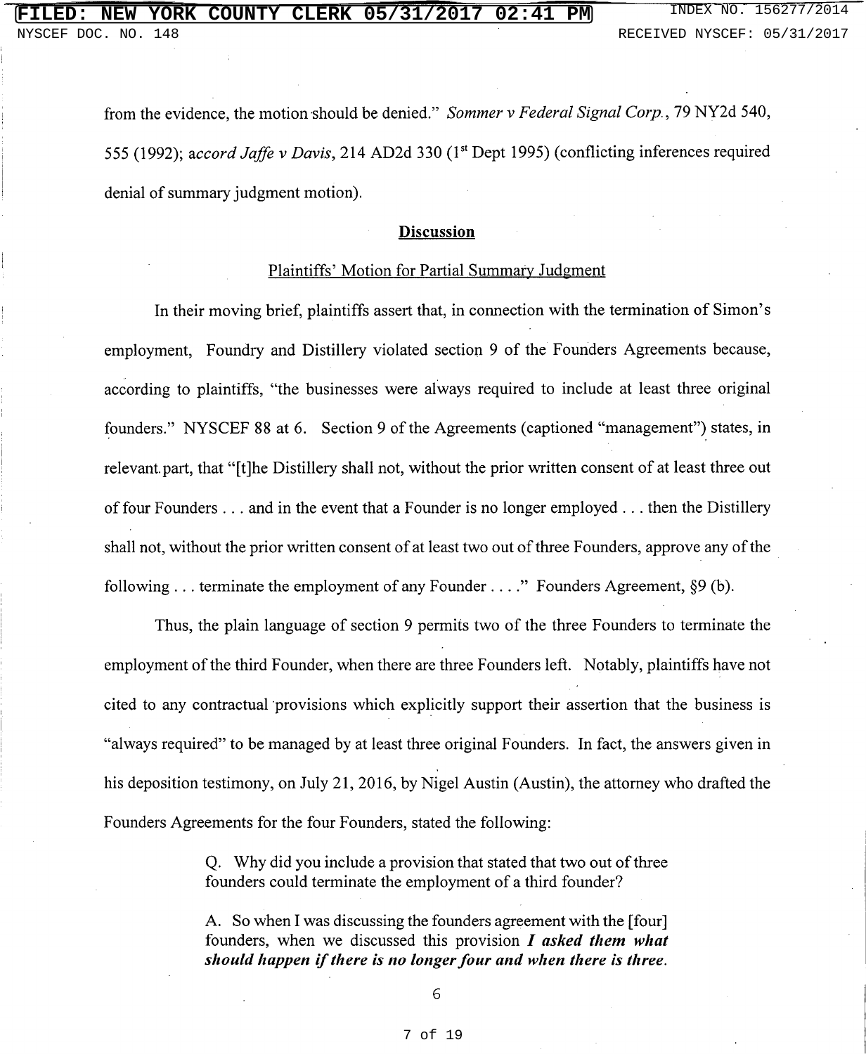from the evidence, the motion should be denied." *Sommer v Federal Signal Corp.*, 79 NY2d 540, 555 (1992); a*ccord Jaffe v Davis*, 214 AD2d 330 (1st Dept 1995) (conflicting inferences required denial of summary judgment motion).

## Discussion

### Plaintiffs' Motion for Partial Summary Judgment

In their moving brief, plaintiffs assert that, in connection with the termination of Simon's employment, Foundry and Distillery violated section 9 of the Founders Agreements because, according to plaintiffs, "the businesses were always required to include at least three original founders." NYSCEF 88 at 6. Section 9 of the Agreements (captioned "management") states, in relevant part, that "[t]he Distillery shall not, without the prior written consent of at least three out of four Founders . . . and in the event that a Founder is no longer employed . . . then the Distillery shall not, without the prior written consent of at least two out of three Founders, approve any of the following . . . terminate the employment of any Founder . . . ." Founders Agreement, §9 (b).

Thus, the plain language of section 9 permits two of the three Founders to terminate the employment of the third Founder, when there are three Founders left. Notably, plaintiffs have not cited to any contractual provisions which explicitly support their assertion that the business is "always required" to be managed by at least three original Founders. In fact, the answers given in his deposition testimony, on July 21, 2016, by Nigel Austin (Austin), the attorney who drafted the Founders Agreements for the four Founders, stated the following:

> Q. Why did you include a provision that stated that two out of three founders could terminate the employment of a third founder?
>
> A. So when I was discussing the founders agreement with the [four] founders, when we discussed this provision ***I asked them what should happen if there is no longer four and when there is three.***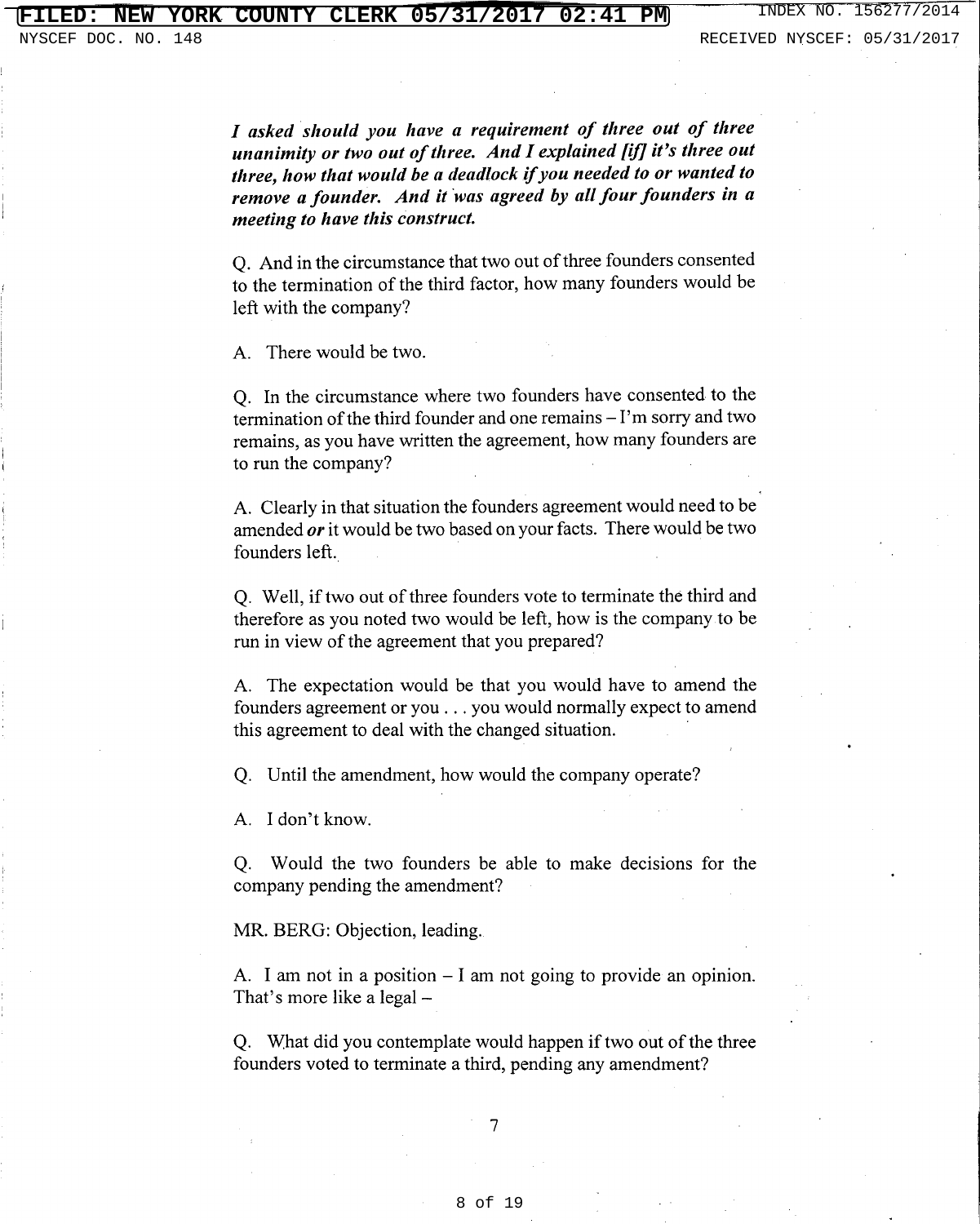***I asked should you have a requirement of three out of three unanimity or two out of three. And I explained [if] it's three out three, how that would be a deadlock if you needed to or wanted to remove a founder. And it was agreed by all four founders in a meeting to have this construct.***

Q. And in the circumstance that two out of three founders consented to the termination of the third factor, how many founders would be left with the company?

A. There would be two.

Q. In the circumstance where two founders have consented to the termination of the third founder and one remains – I'm sorry and two remains, as you have written the agreement, how many founders are to run the company?

A. Clearly in that situation the founders agreement would need to be amended ***or*** it would be two based on your facts. There would be two founders left.

Q. Well, if two out of three founders vote to terminate the third and therefore as you noted two would be left, how is the company to be run in view of the agreement that you prepared?

A. The expectation would be that you would have to amend the founders agreement or you . . . you would normally expect to amend this agreement to deal with the changed situation.

Q. Until the amendment, how would the company operate?

A. I don't know.

Q. Would the two founders be able to make decisions for the company pending the amendment?

MR. BERG: Objection, leading.

A. I am not in a position – I am not going to provide an opinion. That's more like a legal –

Q. What did you contemplate would happen if two out of the three founders voted to terminate a third, pending any amendment?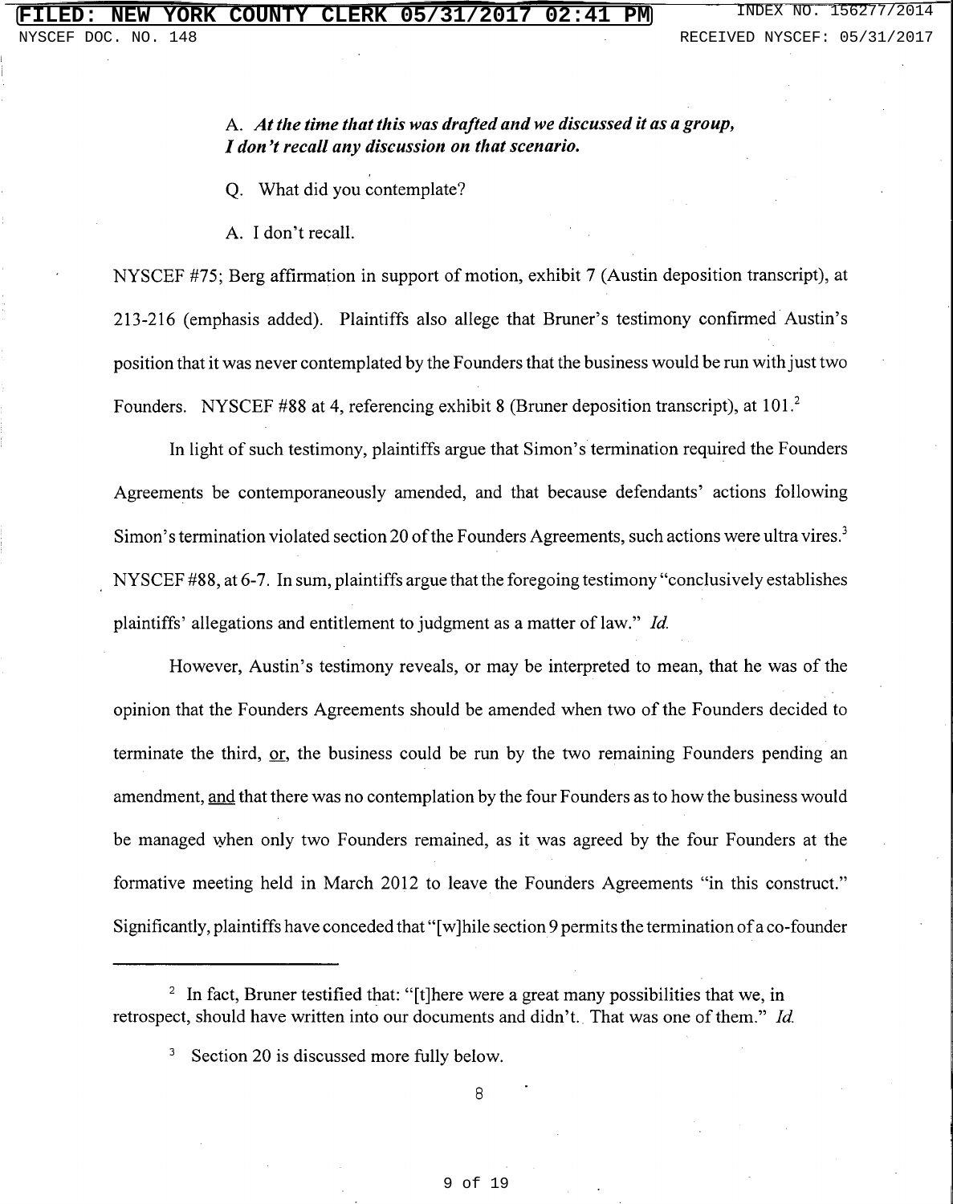A. ***At the time that this was drafted and we discussed it as a group, I don't recall any discussion on that scenario.***

Q. What did you contemplate?

A. I don't recall.

NYSCEF #75; Berg affirmation in support of motion, exhibit 7 (Austin deposition transcript), at 213-216 (emphasis added). Plaintiffs also allege that Bruner's testimony confirmed Austin's position that it was never contemplated by the Founders that the business would be run with just two Founders. NYSCEF #88 at 4, referencing exhibit 8 (Bruner deposition transcript), at 101.[2]

In light of such testimony, plaintiffs argue that Simon's termination required the Founders Agreements be contemporaneously amended, and that because defendants' actions following Simon's termination violated section 20 of the Founders Agreements, such actions were ultra vires.[3] NYSCEF #88, at 6-7. In sum, plaintiffs argue that the foregoing testimony "conclusively establishes plaintiffs' allegations and entitlement to judgment as a matter of law." *Id.*

However, Austin's testimony reveals, or may be interpreted to mean, that he was of the opinion that the Founders Agreements should be amended when two of the Founders decided to terminate the third, <u>or</u>, the business could be run by the two remaining Founders pending an amendment, <u>and</u> that there was no contemplation by the four Founders as to how the business would be managed when only two Founders remained, as it was agreed by the four Founders at the formative meeting held in March 2012 to leave the Founders Agreements "in this construct." Significantly, plaintiffs have conceded that "[w]hile section 9 permits the termination of a co-founder

---

[2] In fact, Bruner testified that: "[t]here were a great many possibilities that we, in retrospect, should have written into our documents and didn't. That was one of them." *Id.*

[3] Section 20 is discussed more fully below.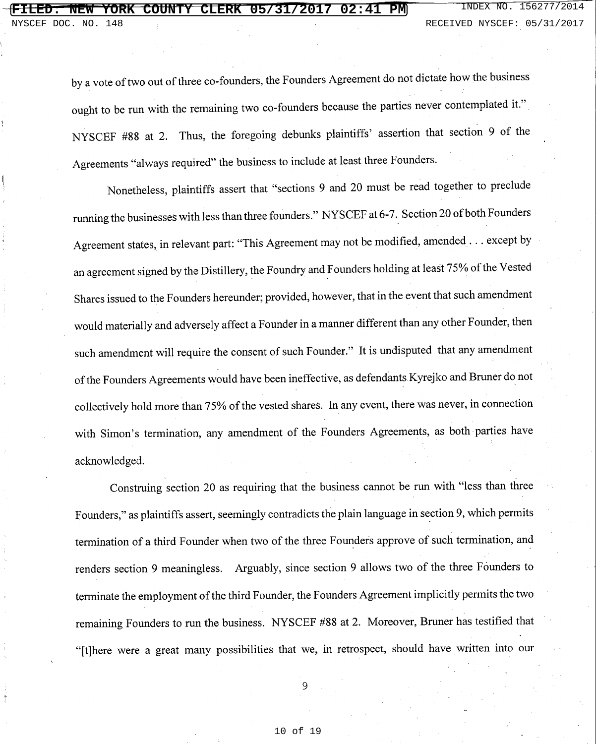by a vote of two out of three co-founders, the Founders Agreement do not dictate how the business ought to be run with the remaining two co-founders because the parties never contemplated it." NYSCEF #88 at 2. Thus, the foregoing debunks plaintiffs' assertion that section 9 of the Agreements "always required" the business to include at least three Founders.

Nonetheless, plaintiffs assert that "sections 9 and 20 must be read together to preclude running the businesses with less than three founders." NYSCEF at 6-7. Section 20 of both Founders Agreement states, in relevant part: "This Agreement may not be modified, amended . . . except by an agreement signed by the Distillery, the Foundry and Founders holding at least 75% of the Vested Shares issued to the Founders hereunder; provided, however, that in the event that such amendment would materially and adversely affect a Founder in a manner different than any other Founder, then such amendment will require the consent of such Founder." It is undisputed that any amendment of the Founders Agreements would have been ineffective, as defendants Kyrejko and Bruner do not collectively hold more than 75% of the vested shares. In any event, there was never, in connection with Simon's termination, any amendment of the Founders Agreements, as both parties have acknowledged.

Construing section 20 as requiring that the business cannot be run with "less than three Founders," as plaintiffs assert, seemingly contradicts the plain language in section 9, which permits termination of a third Founder when two of the three Founders approve of such termination, and renders section 9 meaningless. Arguably, since section 9 allows two of the three Founders to terminate the employment of the third Founder, the Founders Agreement implicitly permits the two remaining Founders to run the business. NYSCEF #88 at 2. Moreover, Bruner has testified that "[t]here were a great many possibilities that we, in retrospect, should have written into our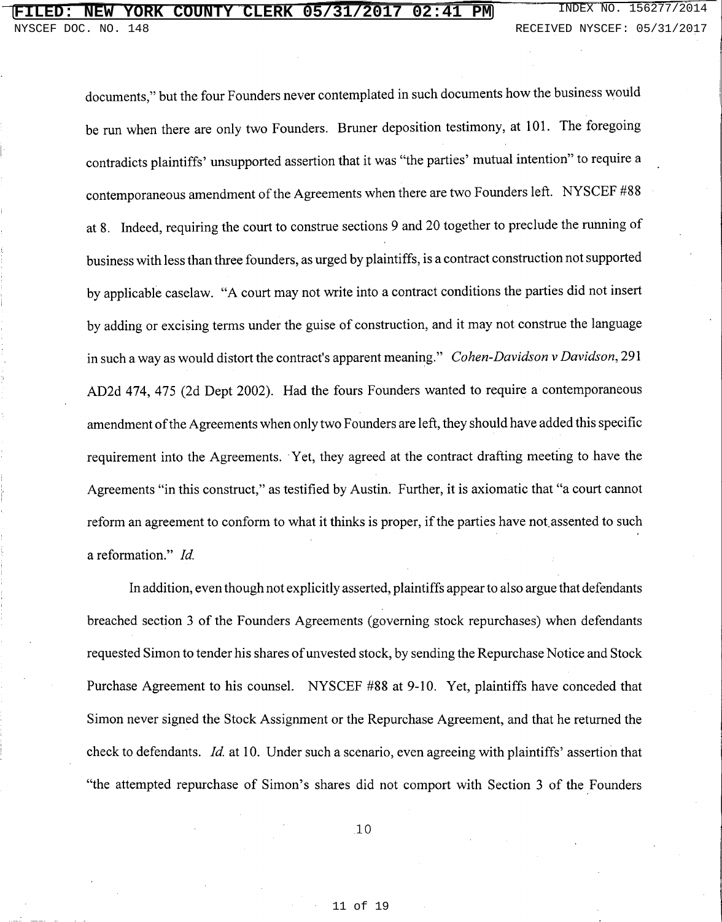documents," but the four Founders never contemplated in such documents how the business would be run when there are only two Founders. Bruner deposition testimony, at 101. The foregoing contradicts plaintiffs' unsupported assertion that it was "the parties' mutual intention" to require a contemporaneous amendment of the Agreements when there are two Founders left. NYSCEF #88 at 8. Indeed, requiring the court to construe sections 9 and 20 together to preclude the running of business with less than three founders, as urged by plaintiffs, is a contract construction not supported by applicable caselaw. "A court may not write into a contract conditions the parties did not insert by adding or excising terms under the guise of construction, and it may not construe the language in such a way as would distort the contract's apparent meaning." *Cohen-Davidson v Davidson*, 291 AD2d 474, 475 (2d Dept 2002). Had the fours Founders wanted to require a contemporaneous amendment of the Agreements when only two Founders are left, they should have added this specific requirement into the Agreements. Yet, they agreed at the contract drafting meeting to have the Agreements "in this construct," as testified by Austin. Further, it is axiomatic that "a court cannot reform an agreement to conform to what it thinks is proper, if the parties have not assented to such a reformation." *Id.*

In addition, even though not explicitly asserted, plaintiffs appear to also argue that defendants breached section 3 of the Founders Agreements (governing stock repurchases) when defendants requested Simon to tender his shares of unvested stock, by sending the Repurchase Notice and Stock Purchase Agreement to his counsel. NYSCEF #88 at 9-10. Yet, plaintiffs have conceded that Simon never signed the Stock Assignment or the Repurchase Agreement, and that he returned the check to defendants. *Id.* at 10. Under such a scenario, even agreeing with plaintiffs' assertion that "the attempted repurchase of Simon's shares did not comport with Section 3 of the Founders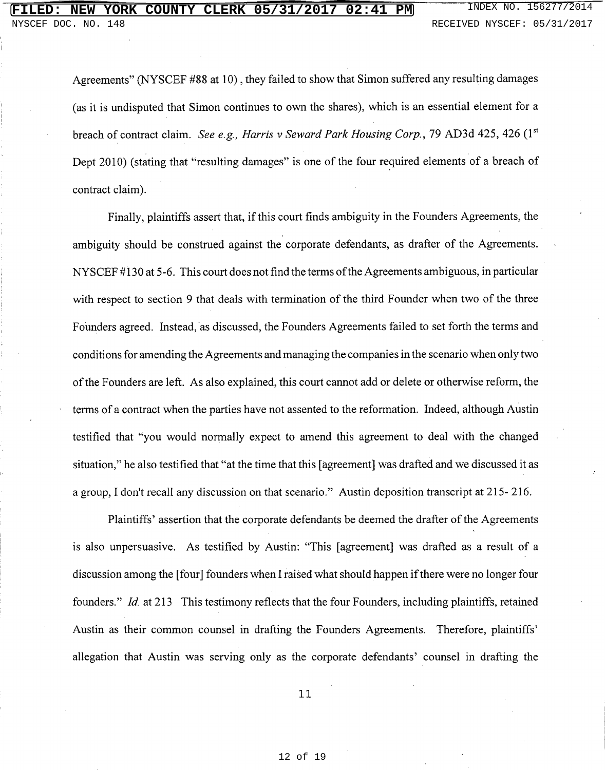Agreements" (NYSCEF #88 at 10), they failed to show that Simon suffered any resulting damages (as it is undisputed that Simon continues to own the shares), which is an essential element for a breach of contract claim. *See e.g., Harris v Seward Park Housing Corp.*, 79 AD3d 425, 426 (1st Dept 2010) (stating that "resulting damages" is one of the four required elements of a breach of contract claim).

Finally, plaintiffs assert that, if this court finds ambiguity in the Founders Agreements, the ambiguity should be construed against the corporate defendants, as drafter of the Agreements. NYSCEF #130 at 5-6. This court does not find the terms of the Agreements ambiguous, in particular with respect to section 9 that deals with termination of the third Founder when two of the three Founders agreed. Instead, as discussed, the Founders Agreements failed to set forth the terms and conditions for amending the Agreements and managing the companies in the scenario when only two of the Founders are left. As also explained, this court cannot add or delete or otherwise reform, the terms of a contract when the parties have not assented to the reformation. Indeed, although Austin testified that "you would normally expect to amend this agreement to deal with the changed situation," he also testified that "at the time that this [agreement] was drafted and we discussed it as a group, I don't recall any discussion on that scenario." Austin deposition transcript at 215- 216.

Plaintiffs' assertion that the corporate defendants be deemed the drafter of the Agreements is also unpersuasive. As testified by Austin: "This [agreement] was drafted as a result of a discussion among the [four] founders when I raised what should happen if there were no longer four founders." *Id.* at 213 This testimony reflects that the four Founders, including plaintiffs, retained Austin as their common counsel in drafting the Founders Agreements. Therefore, plaintiffs' allegation that Austin was serving only as the corporate defendants' counsel in drafting the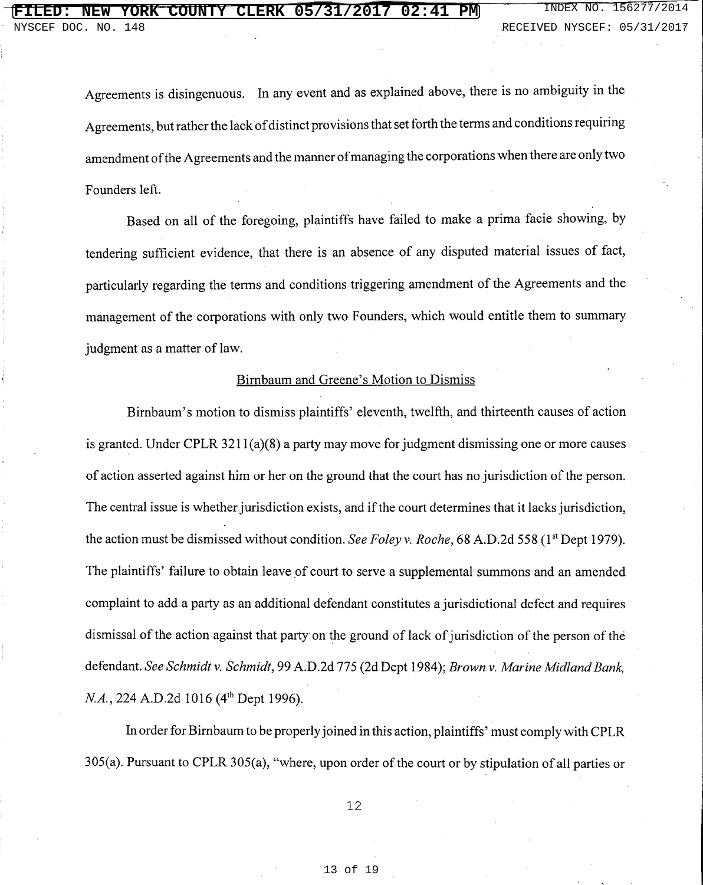Agreements is disingenuous. In any event and as explained above, there is no ambiguity in the Agreements, but rather the lack of distinct provisions that set forth the terms and conditions requiring amendment of the Agreements and the manner of managing the corporations when there are only two Founders left.

Based on all of the foregoing, plaintiffs have failed to make a prima facie showing, by tendering sufficient evidence, that there is an absence of any disputed material issues of fact, particularly regarding the terms and conditions triggering amendment of the Agreements and the management of the corporations with only two Founders, which would entitle them to summary judgment as a matter of law.

<u>Birnbaum and Greene's Motion to Dismiss</u>

Birnbaum's motion to dismiss plaintiffs' eleventh, twelfth, and thirteenth causes of action is granted. Under CPLR 3211(a)(8) a party may move for judgment dismissing one or more causes of action asserted against him or her on the ground that the court has no jurisdiction of the person. The central issue is whether jurisdiction exists, and if the court determines that it lacks jurisdiction, the action must be dismissed without condition. *See Foley v. Roche*, 68 A.D.2d 558 (1st Dept 1979). The plaintiffs' failure to obtain leave of court to serve a supplemental summons and an amended complaint to add a party as an additional defendant constitutes a jurisdictional defect and requires dismissal of the action against that party on the ground of lack of jurisdiction of the person of the defendant. *See Schmidt v. Schmidt*, 99 A.D.2d 775 (2d Dept 1984); *Brown v. Marine Midland Bank, N.A.*, 224 A.D.2d 1016 (4th Dept 1996).

In order for Birnbaum to be properly joined in this action, plaintiffs' must comply with CPLR 305(a). Pursuant to CPLR 305(a), "where, upon order of the court or by stipulation of all parties or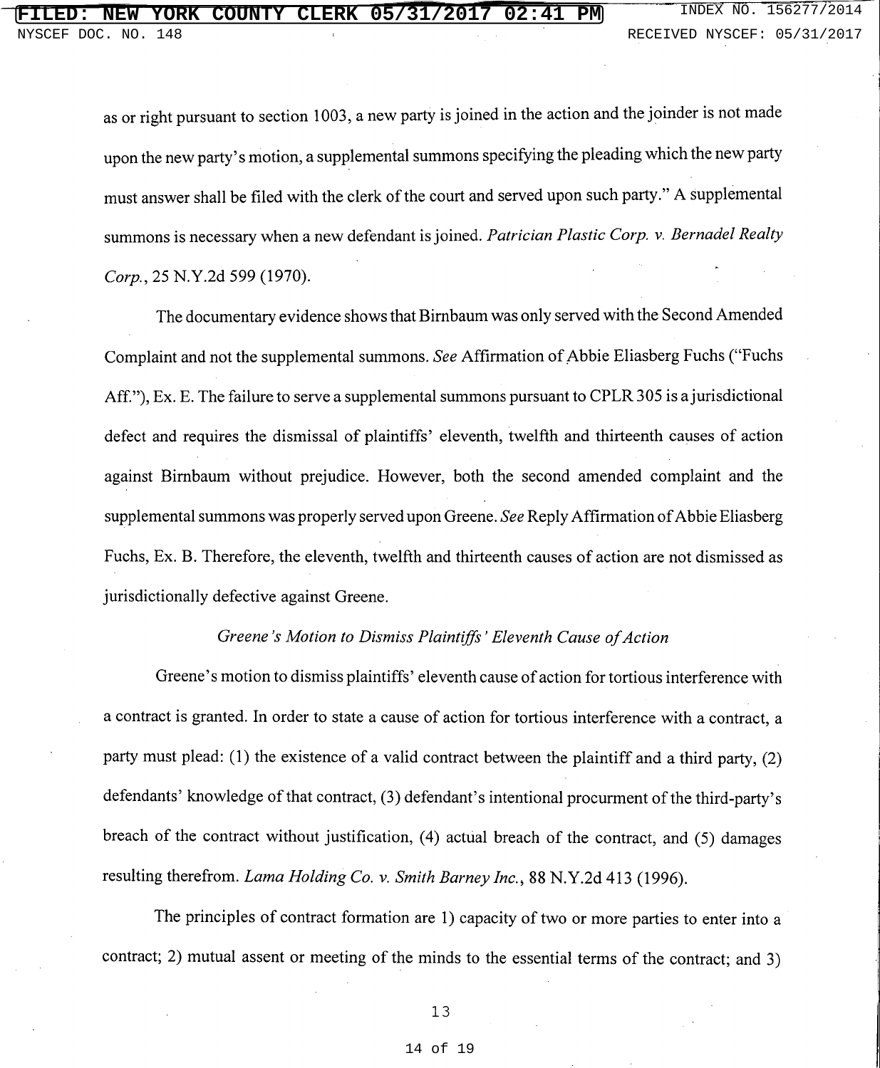as or right pursuant to section 1003, a new party is joined in the action and the joinder is not made upon the new party's motion, a supplemental summons specifying the pleading which the new party must answer shall be filed with the clerk of the court and served upon such party." A supplemental summons is necessary when a new defendant is joined. *Patrician Plastic Corp. v. Bernadel Realty Corp.*, 25 N.Y.2d 599 (1970).

The documentary evidence shows that Birnbaum was only served with the Second Amended Complaint and not the supplemental summons. *See* Affirmation of Abbie Eliasberg Fuchs ("Fuchs Aff."), Ex. E. The failure to serve a supplemental summons pursuant to CPLR 305 is a jurisdictional defect and requires the dismissal of plaintiffs' eleventh, twelfth and thirteenth causes of action against Birnbaum without prejudice. However, both the second amended complaint and the supplemental summons was properly served upon Greene. *See* Reply Affirmation of Abbie Eliasberg Fuchs, Ex. B. Therefore, the eleventh, twelfth and thirteenth causes of action are not dismissed as jurisdictionally defective against Greene.

*Greene's Motion to Dismiss Plaintiffs' Eleventh Cause of Action*

Greene's motion to dismiss plaintiffs' eleventh cause of action for tortious interference with a contract is granted. In order to state a cause of action for tortious interference with a contract, a party must plead: (1) the existence of a valid contract between the plaintiff and a third party, (2) defendants' knowledge of that contract, (3) defendant's intentional procurment of the third-party's breach of the contract without justification, (4) actual breach of the contract, and (5) damages resulting therefrom. *Lama Holding Co. v. Smith Barney Inc.*, 88 N.Y.2d 413 (1996).

The principles of contract formation are 1) capacity of two or more parties to enter into a contract; 2) mutual assent or meeting of the minds to the essential terms of the contract; and 3)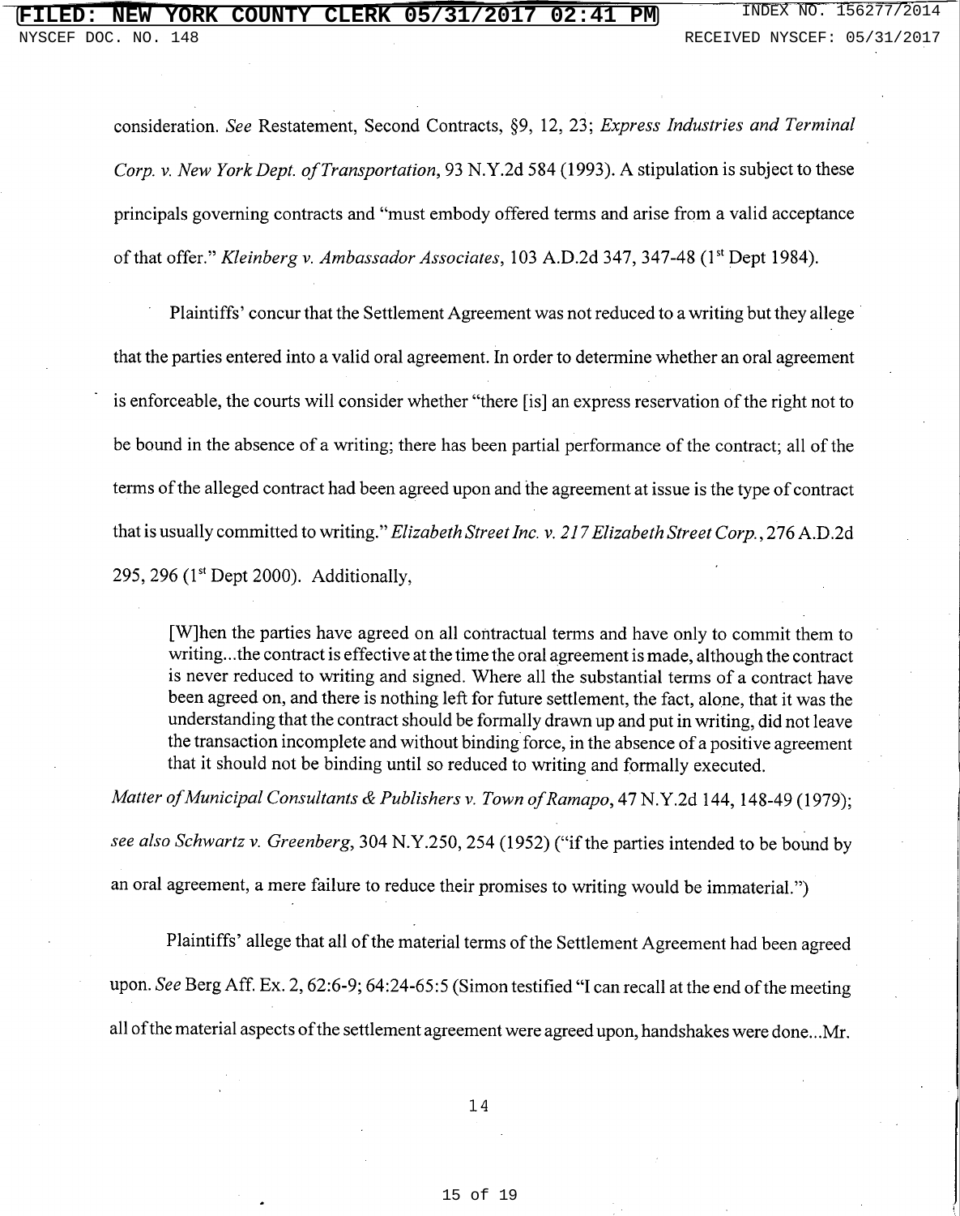consideration. *See* Restatement, Second Contracts, §9, 12, 23; *Express Industries and Terminal Corp. v. New York Dept. of Transportation*, 93 N.Y.2d 584 (1993). A stipulation is subject to these principals governing contracts and "must embody offered terms and arise from a valid acceptance of that offer." *Kleinberg v. Ambassador Associates*, 103 A.D.2d 347, 347-48 (1st Dept 1984).

Plaintiffs' concur that the Settlement Agreement was not reduced to a writing but they allege that the parties entered into a valid oral agreement. In order to determine whether an oral agreement is enforceable, the courts will consider whether "there [is] an express reservation of the right not to be bound in the absence of a writing; there has been partial performance of the contract; all of the terms of the alleged contract had been agreed upon and the agreement at issue is the type of contract that is usually committed to writing." *Elizabeth Street Inc. v. 217 Elizabeth Street Corp.*, 276 A.D.2d 295, 296 (1st Dept 2000). Additionally,

> [W]hen the parties have agreed on all contractual terms and have only to commit them to writing...the contract is effective at the time the oral agreement is made, although the contract is never reduced to writing and signed. Where all the substantial terms of a contract have been agreed on, and there is nothing left for future settlement, the fact, alone, that it was the understanding that the contract should be formally drawn up and put in writing, did not leave the transaction incomplete and without binding force, in the absence of a positive agreement that it should not be binding until so reduced to writing and formally executed.

*Matter of Municipal Consultants & Publishers v. Town of Ramapo*, 47 N.Y.2d 144, 148-49 (1979); *see also Schwartz v. Greenberg*, 304 N.Y.250, 254 (1952) ("if the parties intended to be bound by an oral agreement, a mere failure to reduce their promises to writing would be immaterial.")

Plaintiffs' allege that all of the material terms of the Settlement Agreement had been agreed upon. *See* Berg Aff. Ex. 2, 62:6-9; 64:24-65:5 (Simon testified "I can recall at the end of the meeting all of the material aspects of the settlement agreement were agreed upon, handshakes were done...Mr.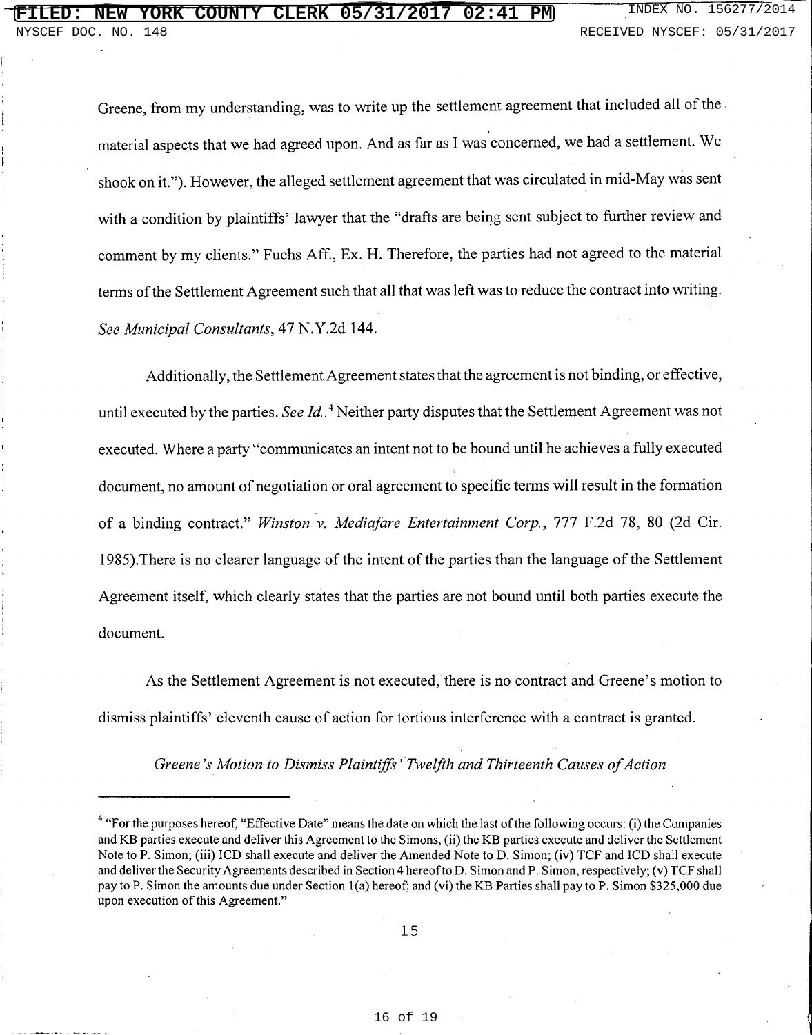Greene, from my understanding, was to write up the settlement agreement that included all of the material aspects that we had agreed upon. And as far as I was concerned, we had a settlement. We shook on it."). However, the alleged settlement agreement that was circulated in mid-May was sent with a condition by plaintiffs' lawyer that the "drafts are being sent subject to further review and comment by my clients." Fuchs Aff., Ex. H. Therefore, the parties had not agreed to the material terms of the Settlement Agreement such that all that was left was to reduce the contract into writing. *See Municipal Consultants*, 47 N.Y.2d 144.

Additionally, the Settlement Agreement states that the agreement is not binding, or effective, until executed by the parties. *See Id.*.[4] Neither party disputes that the Settlement Agreement was not executed. Where a party "communicates an intent not to be bound until he achieves a fully executed document, no amount of negotiation or oral agreement to specific terms will result in the formation of a binding contract." *Winston v. Mediafare Entertainment Corp.*, 777 F.2d 78, 80 (2d Cir. 1985).There is no clearer language of the intent of the parties than the language of the Settlement Agreement itself, which clearly states that the parties are not bound until both parties execute the document.

As the Settlement Agreement is not executed, there is no contract and Greene's motion to dismiss plaintiffs' eleventh cause of action for tortious interference with a contract is granted.

*Greene's Motion to Dismiss Plaintiffs' Twelfth and Thirteenth Causes of Action*

---

[4] "For the purposes hereof, "Effective Date" means the date on which the last of the following occurs: (i) the Companies and KB parties execute and deliver this Agreement to the Simons, (ii) the KB parties execute and deliver the Settlement Note to P. Simon; (iii) ICD shall execute and deliver the Amended Note to D. Simon; (iv) TCF and ICD shall execute and deliver the Security Agreements described in Section 4 hereof to D. Simon and P. Simon, respectively; (v) TCF shall pay to P. Simon the amounts due under Section 1(a) hereof; and (vi) the KB Parties shall pay to P. Simon $325,000 due upon execution of this Agreement."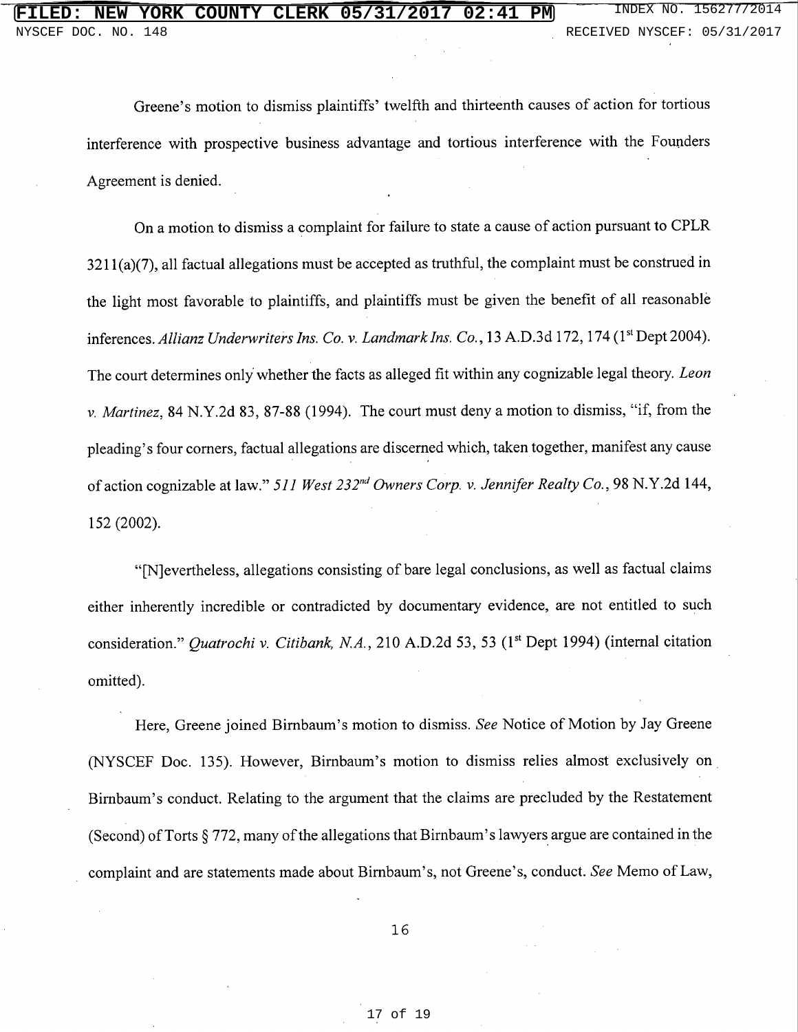Greene's motion to dismiss plaintiffs' twelfth and thirteenth causes of action for tortious interference with prospective business advantage and tortious interference with the Founders Agreement is denied.

On a motion to dismiss a complaint for failure to state a cause of action pursuant to CPLR 3211(a)(7), all factual allegations must be accepted as truthful, the complaint must be construed in the light most favorable to plaintiffs, and plaintiffs must be given the benefit of all reasonable inferences. *Allianz Underwriters Ins. Co. v. Landmark Ins. Co.*, 13 A.D.3d 172, 174 (1st Dept 2004). The court determines only whether the facts as alleged fit within any cognizable legal theory. *Leon v. Martinez*, 84 N.Y.2d 83, 87-88 (1994). The court must deny a motion to dismiss, "if, from the pleading's four corners, factual allegations are discerned which, taken together, manifest any cause of action cognizable at law." *511 West 232nd Owners Corp. v. Jennifer Realty Co.*, 98 N.Y.2d 144, 152 (2002).

"[N]evertheless, allegations consisting of bare legal conclusions, as well as factual claims either inherently incredible or contradicted by documentary evidence, are not entitled to such consideration." *Quatrochi v. Citibank, N.A.*, 210 A.D.2d 53, 53 (1st Dept 1994) (internal citation omitted).

Here, Greene joined Birnbaum's motion to dismiss. *See* Notice of Motion by Jay Greene (NYSCEF Doc. 135). However, Birnbaum's motion to dismiss relies almost exclusively on Birnbaum's conduct. Relating to the argument that the claims are precluded by the Restatement (Second) of Torts § 772, many of the allegations that Birnbaum's lawyers argue are contained in the complaint and are statements made about Birnbaum's, not Greene's, conduct. *See* Memo of Law,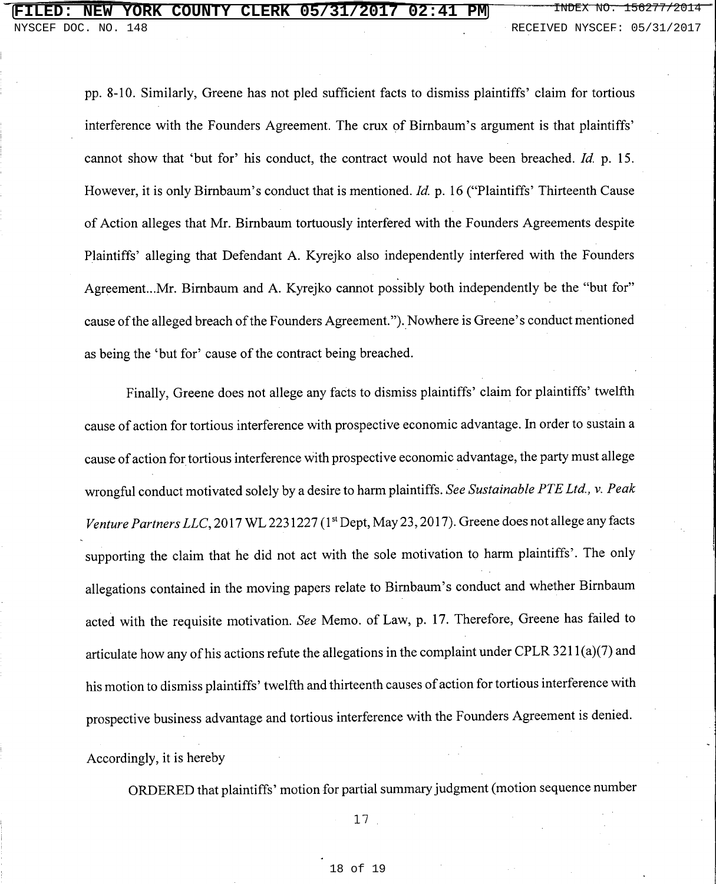pp. 8-10. Similarly, Greene has not pled sufficient facts to dismiss plaintiffs' claim for tortious interference with the Founders Agreement. The crux of Birnbaum's argument is that plaintiffs' cannot show that 'but for' his conduct, the contract would not have been breached. *Id.* p. 15. However, it is only Birnbaum's conduct that is mentioned. *Id.* p. 16 ("Plaintiffs' Thirteenth Cause of Action alleges that Mr. Birnbaum tortuously interfered with the Founders Agreements despite Plaintiffs' alleging that Defendant A. Kyrejko also independently interfered with the Founders Agreement...Mr. Birnbaum and A. Kyrejko cannot possibly both independently be the "but for" cause of the alleged breach of the Founders Agreement."). Nowhere is Greene's conduct mentioned as being the 'but for' cause of the contract being breached.

Finally, Greene does not allege any facts to dismiss plaintiffs' claim for plaintiffs' twelfth cause of action for tortious interference with prospective economic advantage. In order to sustain a cause of action for tortious interference with prospective economic advantage, the party must allege wrongful conduct motivated solely by a desire to harm plaintiffs. *See Sustainable PTE Ltd., v. Peak Venture Partners LLC*, 2017 WL 2231227 (1st Dept, May 23, 2017). Greene does not allege any facts supporting the claim that he did not act with the sole motivation to harm plaintiffs'. The only allegations contained in the moving papers relate to Birnbaum's conduct and whether Birnbaum acted with the requisite motivation. *See* Memo. of Law, p. 17. Therefore, Greene has failed to articulate how any of his actions refute the allegations in the complaint under CPLR 3211(a)(7) and his motion to dismiss plaintiffs' twelfth and thirteenth causes of action for tortious interference with prospective business advantage and tortious interference with the Founders Agreement is denied.

Accordingly, it is hereby

ORDERED that plaintiffs' motion for partial summary judgment (motion sequence number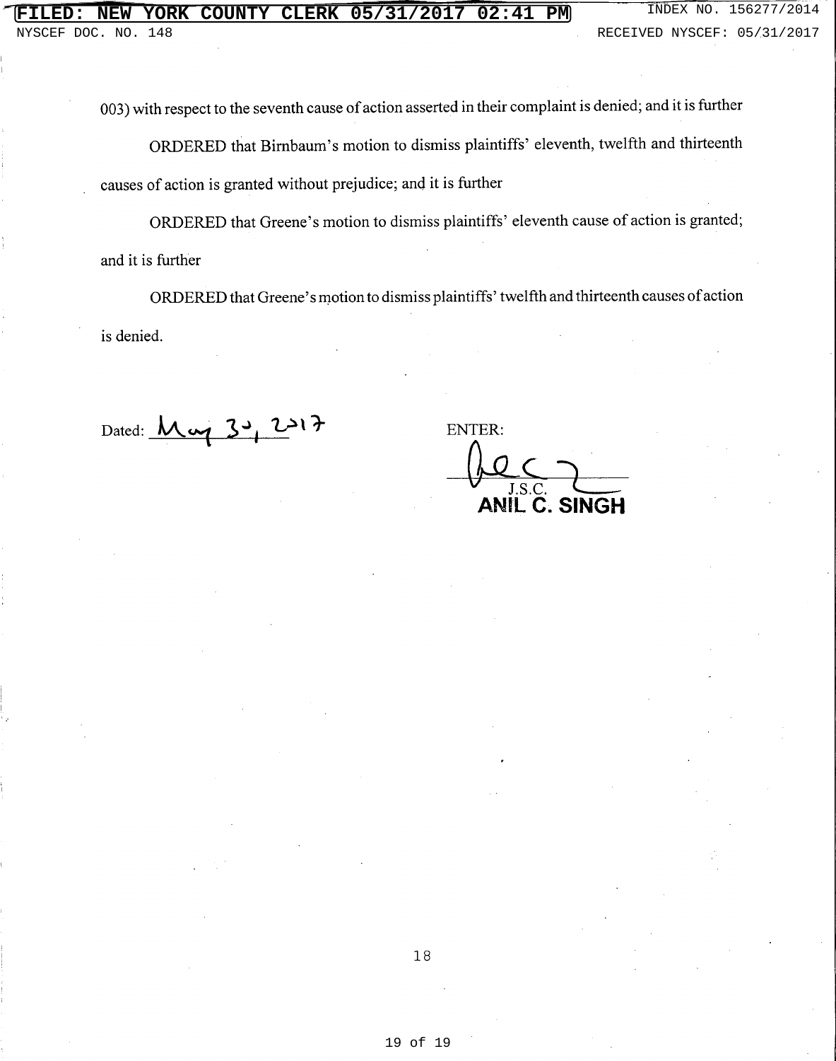003) with respect to the seventh cause of action asserted in their complaint is denied; and it is further

ORDERED that Birnbaum's motion to dismiss plaintiffs' eleventh, twelfth and thirteenth causes of action is granted without prejudice; and it is further

ORDERED that Greene's motion to dismiss plaintiffs' eleventh cause of action is granted; and it is further

ORDERED that Greene's motion to dismiss plaintiffs' twelfth and thirteenth causes of action is denied.

Dated: May 30, 2017

ENTER:

J.S.C.

**ANIL C. SINGH**